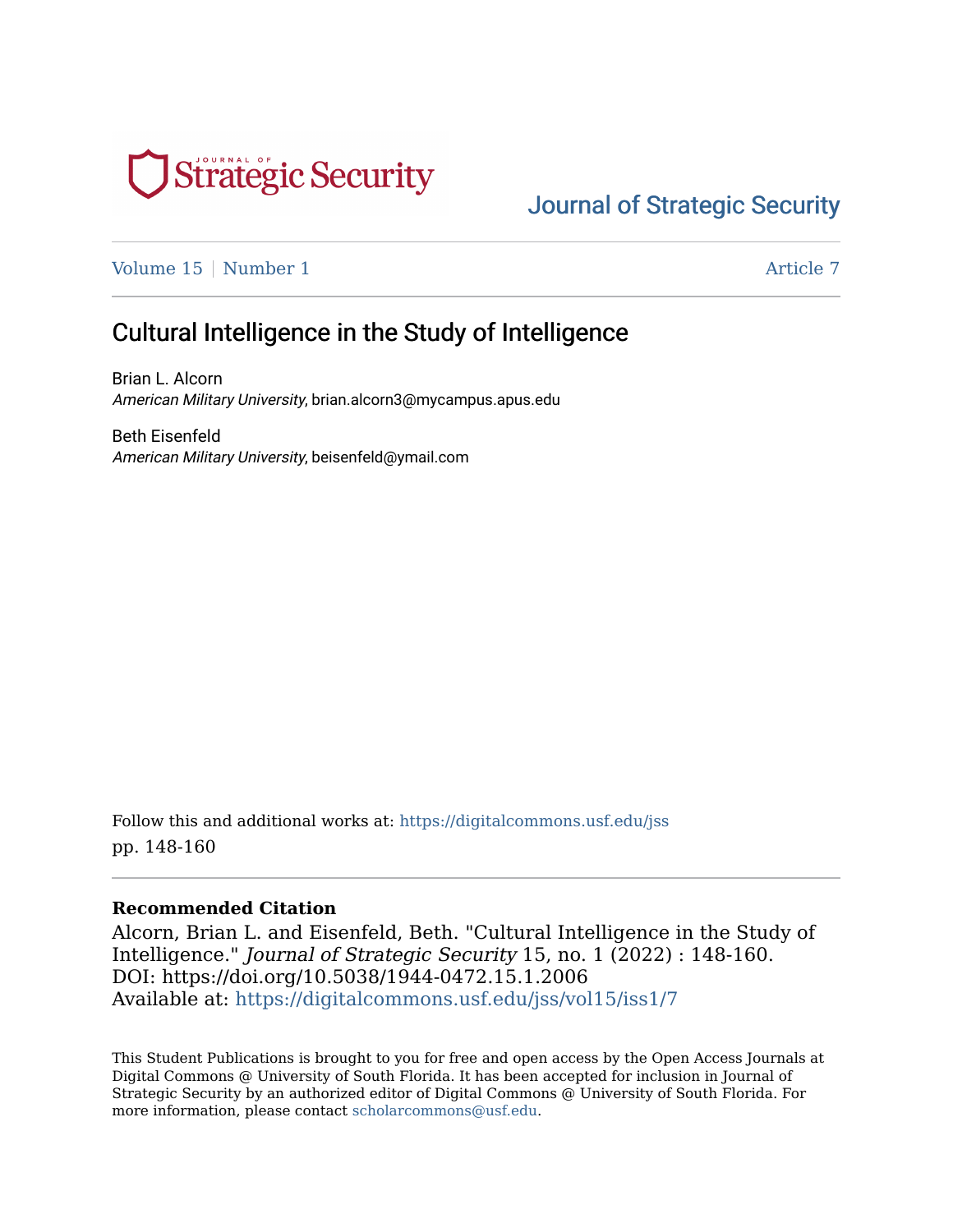Journal of Strategic Security

Volume 15 | Number 1 | Article 7

# Cultural Intelligence in the Study of Intelligence

Brian L. Alcorn
*American Military University*, brian.alcorn3@mycampus.apus.edu

Beth Eisenfeld
*American Military University*, beisenfeld@ymail.com

Follow this and additional works at: https://digitalcommons.usf.edu/jss
pp. 148-160

**Recommended Citation**
Alcorn, Brian L. and Eisenfeld, Beth. "Cultural Intelligence in the Study of Intelligence." *Journal of Strategic Security* 15, no. 1 (2022) : 148-160.
DOI: https://doi.org/10.5038/1944-0472.15.1.2006
Available at: https://digitalcommons.usf.edu/jss/vol15/iss1/7

This Student Publications is brought to you for free and open access by the Open Access Journals at Digital Commons @ University of South Florida. It has been accepted for inclusion in Journal of Strategic Security by an authorized editor of Digital Commons @ University of South Florida. For more information, please contact scholarcommons@usf.edu.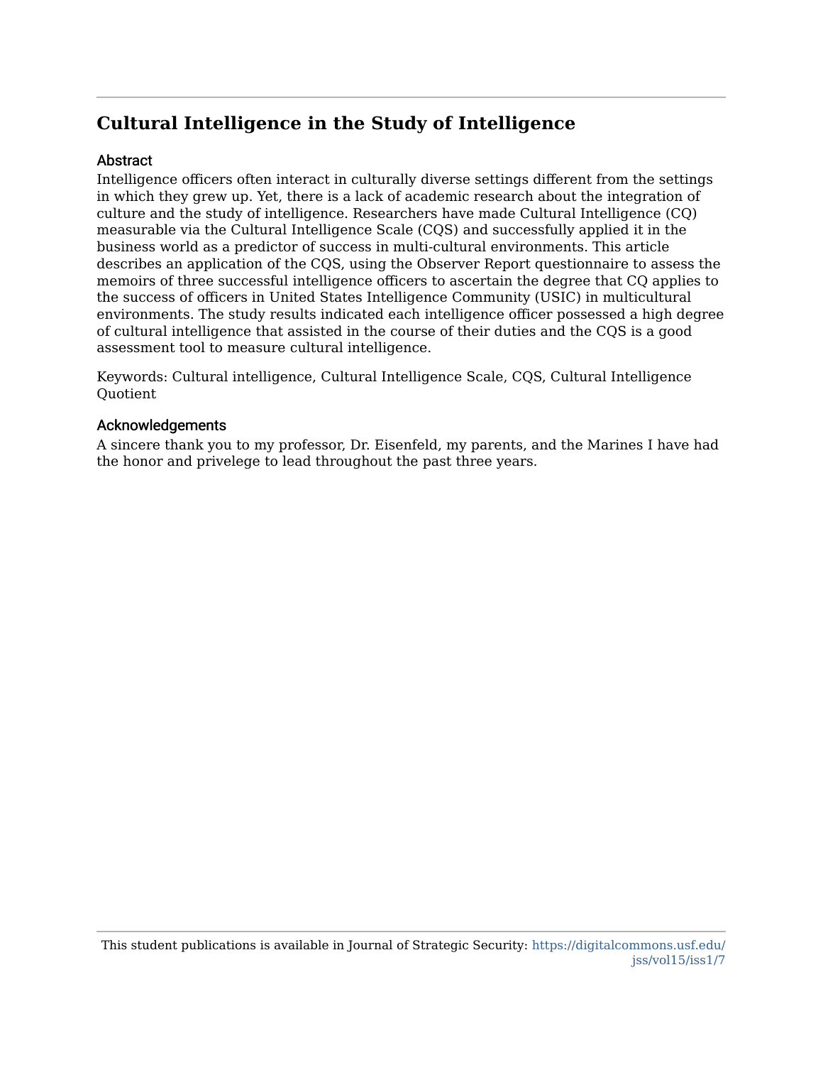# Cultural Intelligence in the Study of Intelligence

## Abstract

Intelligence officers often interact in culturally diverse settings different from the settings in which they grew up. Yet, there is a lack of academic research about the integration of culture and the study of intelligence. Researchers have made Cultural Intelligence (CQ) measurable via the Cultural Intelligence Scale (CQS) and successfully applied it in the business world as a predictor of success in multi-cultural environments. This article describes an application of the CQS, using the Observer Report questionnaire to assess the memoirs of three successful intelligence officers to ascertain the degree that CQ applies to the success of officers in United States Intelligence Community (USIC) in multicultural environments. The study results indicated each intelligence officer possessed a high degree of cultural intelligence that assisted in the course of their duties and the CQS is a good assessment tool to measure cultural intelligence.

Keywords: Cultural intelligence, Cultural Intelligence Scale, CQS, Cultural Intelligence Quotient

## Acknowledgements

A sincere thank you to my professor, Dr. Eisenfeld, my parents, and the Marines I have had the honor and privelege to lead throughout the past three years.

This student publications is available in Journal of Strategic Security: https://digitalcommons.usf.edu/jss/vol15/iss1/7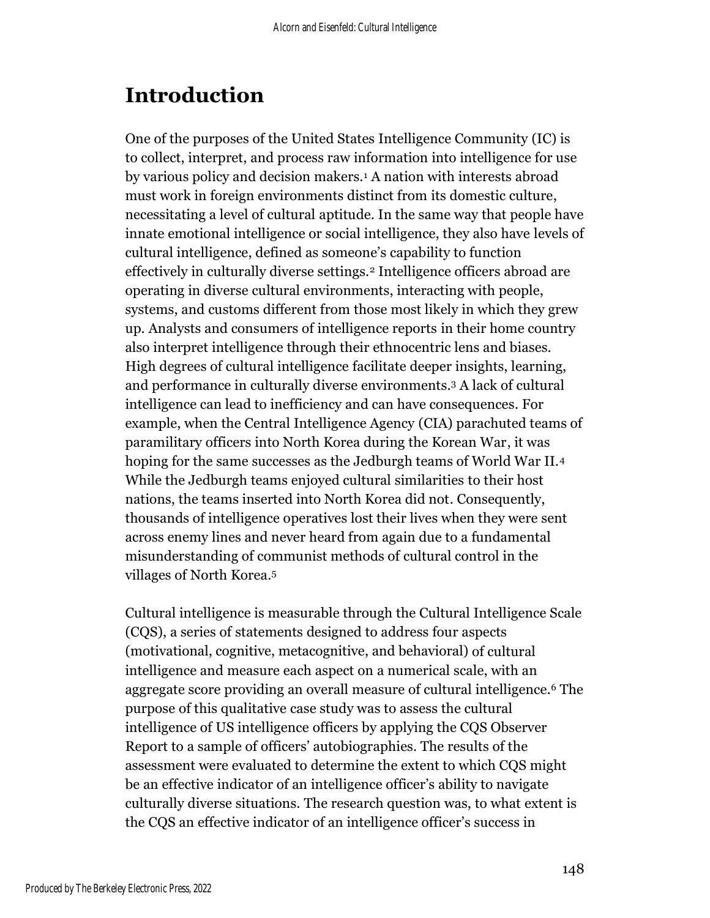# Introduction

One of the purposes of the United States Intelligence Community (IC) is to collect, interpret, and process raw information into intelligence for use by various policy and decision makers.[1] A nation with interests abroad must work in foreign environments distinct from its domestic culture, necessitating a level of cultural aptitude. In the same way that people have innate emotional intelligence or social intelligence, they also have levels of cultural intelligence, defined as someone's capability to function effectively in culturally diverse settings.[2] Intelligence officers abroad are operating in diverse cultural environments, interacting with people, systems, and customs different from those most likely in which they grew up. Analysts and consumers of intelligence reports in their home country also interpret intelligence through their ethnocentric lens and biases. High degrees of cultural intelligence facilitate deeper insights, learning, and performance in culturally diverse environments.[3] A lack of cultural intelligence can lead to inefficiency and can have consequences. For example, when the Central Intelligence Agency (CIA) parachuted teams of paramilitary officers into North Korea during the Korean War, it was hoping for the same successes as the Jedburgh teams of World War II.[4] While the Jedburgh teams enjoyed cultural similarities to their host nations, the teams inserted into North Korea did not. Consequently, thousands of intelligence operatives lost their lives when they were sent across enemy lines and never heard from again due to a fundamental misunderstanding of communist methods of cultural control in the villages of North Korea.[5]

Cultural intelligence is measurable through the Cultural Intelligence Scale (CQS), a series of statements designed to address four aspects (motivational, cognitive, metacognitive, and behavioral) of cultural intelligence and measure each aspect on a numerical scale, with an aggregate score providing an overall measure of cultural intelligence.[6] The purpose of this qualitative case study was to assess the cultural intelligence of US intelligence officers by applying the CQS Observer Report to a sample of officers' autobiographies. The results of the assessment were evaluated to determine the extent to which CQS might be an effective indicator of an intelligence officer's ability to navigate culturally diverse situations. The research question was, to what extent is the CQS an effective indicator of an intelligence officer's success in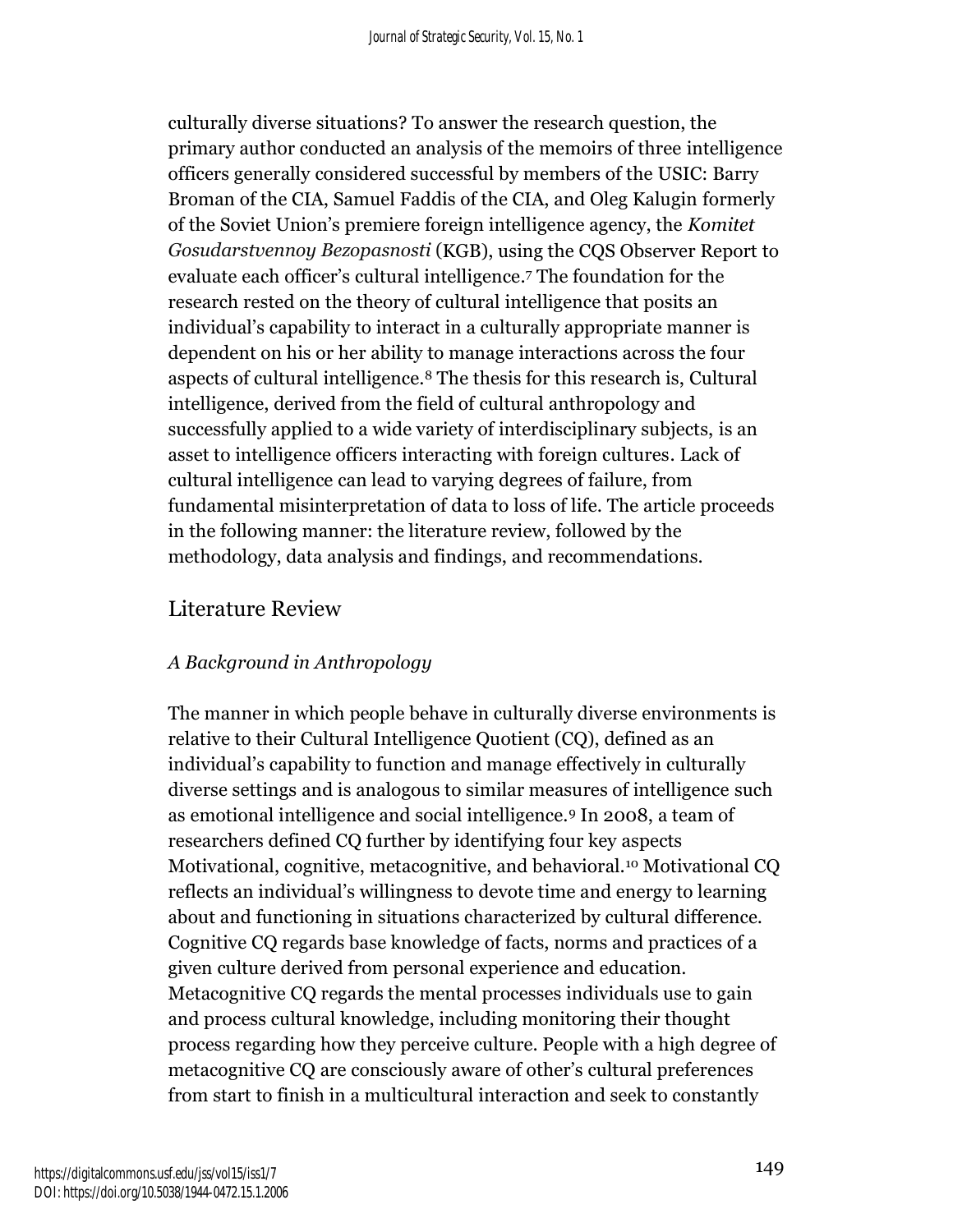culturally diverse situations? To answer the research question, the primary author conducted an analysis of the memoirs of three intelligence officers generally considered successful by members of the USIC: Barry Broman of the CIA, Samuel Faddis of the CIA, and Oleg Kalugin formerly of the Soviet Union's premiere foreign intelligence agency, the *Komitet Gosudarstvennoy Bezopasnosti* (KGB), using the CQS Observer Report to evaluate each officer's cultural intelligence.[7] The foundation for the research rested on the theory of cultural intelligence that posits an individual's capability to interact in a culturally appropriate manner is dependent on his or her ability to manage interactions across the four aspects of cultural intelligence.[8] The thesis for this research is, Cultural intelligence, derived from the field of cultural anthropology and successfully applied to a wide variety of interdisciplinary subjects, is an asset to intelligence officers interacting with foreign cultures. Lack of cultural intelligence can lead to varying degrees of failure, from fundamental misinterpretation of data to loss of life. The article proceeds in the following manner: the literature review, followed by the methodology, data analysis and findings, and recommendations.

## Literature Review

### *A Background in Anthropology*

The manner in which people behave in culturally diverse environments is relative to their Cultural Intelligence Quotient (CQ), defined as an individual's capability to function and manage effectively in culturally diverse settings and is analogous to similar measures of intelligence such as emotional intelligence and social intelligence.[9] In 2008, a team of researchers defined CQ further by identifying four key aspects Motivational, cognitive, metacognitive, and behavioral.[10] Motivational CQ reflects an individual's willingness to devote time and energy to learning about and functioning in situations characterized by cultural difference. Cognitive CQ regards base knowledge of facts, norms and practices of a given culture derived from personal experience and education. Metacognitive CQ regards the mental processes individuals use to gain and process cultural knowledge, including monitoring their thought process regarding how they perceive culture. People with a high degree of metacognitive CQ are consciously aware of other's cultural preferences from start to finish in a multicultural interaction and seek to constantly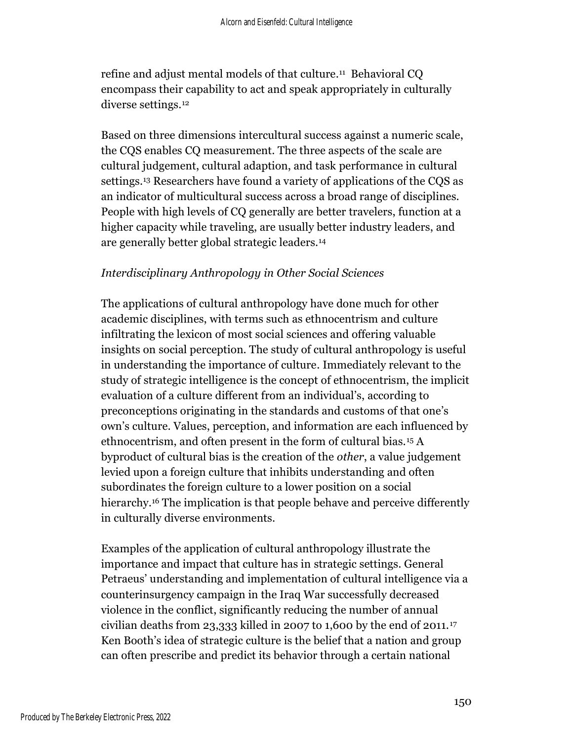refine and adjust mental models of that culture.[11] Behavioral CQ encompass their capability to act and speak appropriately in culturally diverse settings.[12]

Based on three dimensions intercultural success against a numeric scale, the CQS enables CQ measurement. The three aspects of the scale are cultural judgement, cultural adaption, and task performance in cultural settings.[13] Researchers have found a variety of applications of the CQS as an indicator of multicultural success across a broad range of disciplines. People with high levels of CQ generally are better travelers, function at a higher capacity while traveling, are usually better industry leaders, and are generally better global strategic leaders.[14]

*Interdisciplinary Anthropology in Other Social Sciences*

The applications of cultural anthropology have done much for other academic disciplines, with terms such as ethnocentrism and culture infiltrating the lexicon of most social sciences and offering valuable insights on social perception. The study of cultural anthropology is useful in understanding the importance of culture. Immediately relevant to the study of strategic intelligence is the concept of ethnocentrism, the implicit evaluation of a culture different from an individual's, according to preconceptions originating in the standards and customs of that one's own's culture. Values, perception, and information are each influenced by ethnocentrism, and often present in the form of cultural bias.[15] A byproduct of cultural bias is the creation of the *other*, a value judgement levied upon a foreign culture that inhibits understanding and often subordinates the foreign culture to a lower position on a social hierarchy.[16] The implication is that people behave and perceive differently in culturally diverse environments.

Examples of the application of cultural anthropology illustrate the importance and impact that culture has in strategic settings. General Petraeus' understanding and implementation of cultural intelligence via a counterinsurgency campaign in the Iraq War successfully decreased violence in the conflict, significantly reducing the number of annual civilian deaths from 23,333 killed in 2007 to 1,600 by the end of 2011.[17] Ken Booth's idea of strategic culture is the belief that a nation and group can often prescribe and predict its behavior through a certain national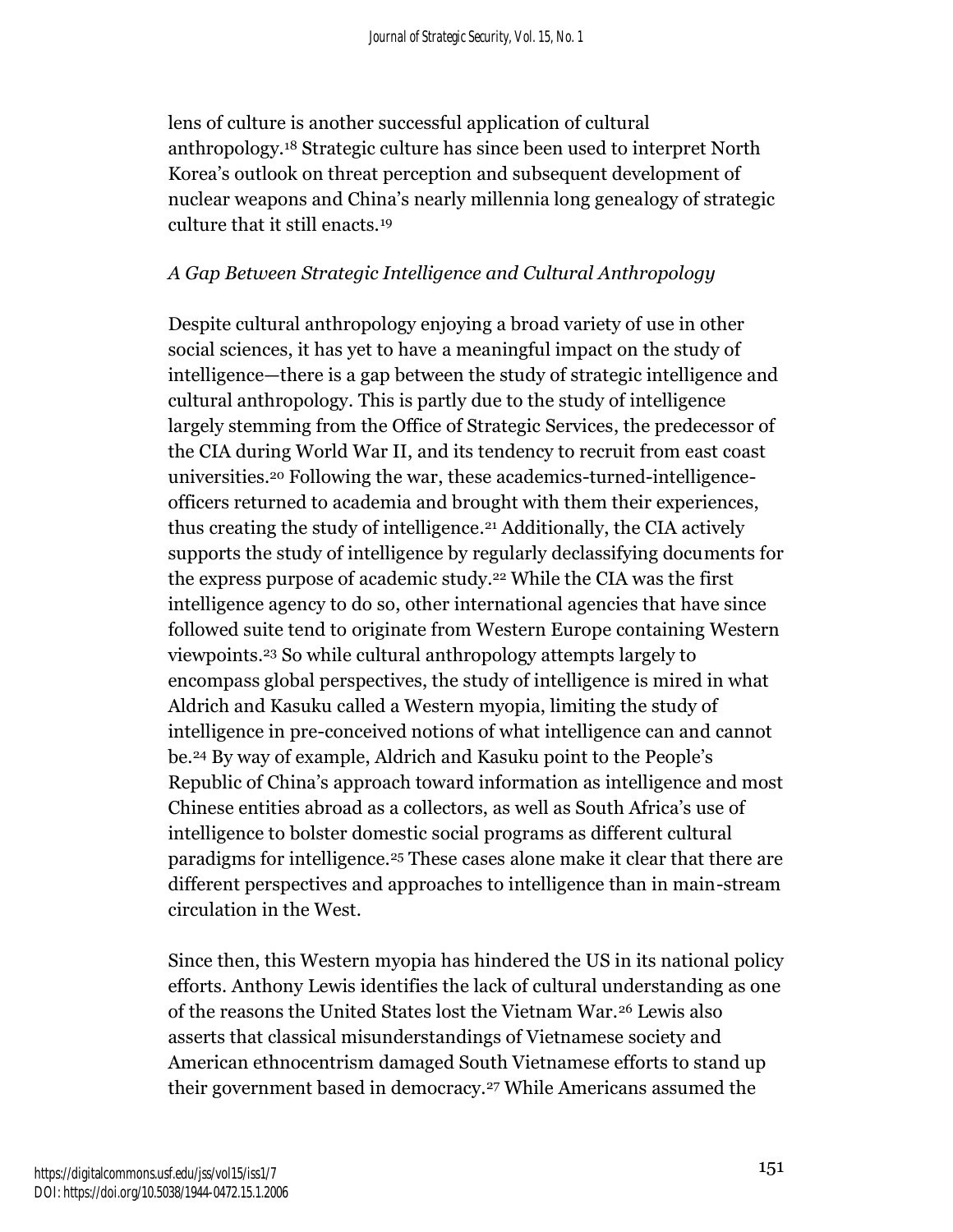lens of culture is another successful application of cultural anthropology.[18] Strategic culture has since been used to interpret North Korea's outlook on threat perception and subsequent development of nuclear weapons and China's nearly millennia long genealogy of strategic culture that it still enacts.[19]

### *A Gap Between Strategic Intelligence and Cultural Anthropology*

Despite cultural anthropology enjoying a broad variety of use in other social sciences, it has yet to have a meaningful impact on the study of intelligence—there is a gap between the study of strategic intelligence and cultural anthropology. This is partly due to the study of intelligence largely stemming from the Office of Strategic Services, the predecessor of the CIA during World War II, and its tendency to recruit from east coast universities.[20] Following the war, these academics-turned-intelligence-officers returned to academia and brought with them their experiences, thus creating the study of intelligence.[21] Additionally, the CIA actively supports the study of intelligence by regularly declassifying documents for the express purpose of academic study.[22] While the CIA was the first intelligence agency to do so, other international agencies that have since followed suite tend to originate from Western Europe containing Western viewpoints.[23] So while cultural anthropology attempts largely to encompass global perspectives, the study of intelligence is mired in what Aldrich and Kasuku called a Western myopia, limiting the study of intelligence in pre-conceived notions of what intelligence can and cannot be.[24] By way of example, Aldrich and Kasuku point to the People's Republic of China's approach toward information as intelligence and most Chinese entities abroad as a collectors, as well as South Africa's use of intelligence to bolster domestic social programs as different cultural paradigms for intelligence.[25] These cases alone make it clear that there are different perspectives and approaches to intelligence than in main-stream circulation in the West.

Since then, this Western myopia has hindered the US in its national policy efforts. Anthony Lewis identifies the lack of cultural understanding as one of the reasons the United States lost the Vietnam War.[26] Lewis also asserts that classical misunderstandings of Vietnamese society and American ethnocentrism damaged South Vietnamese efforts to stand up their government based in democracy.[27] While Americans assumed the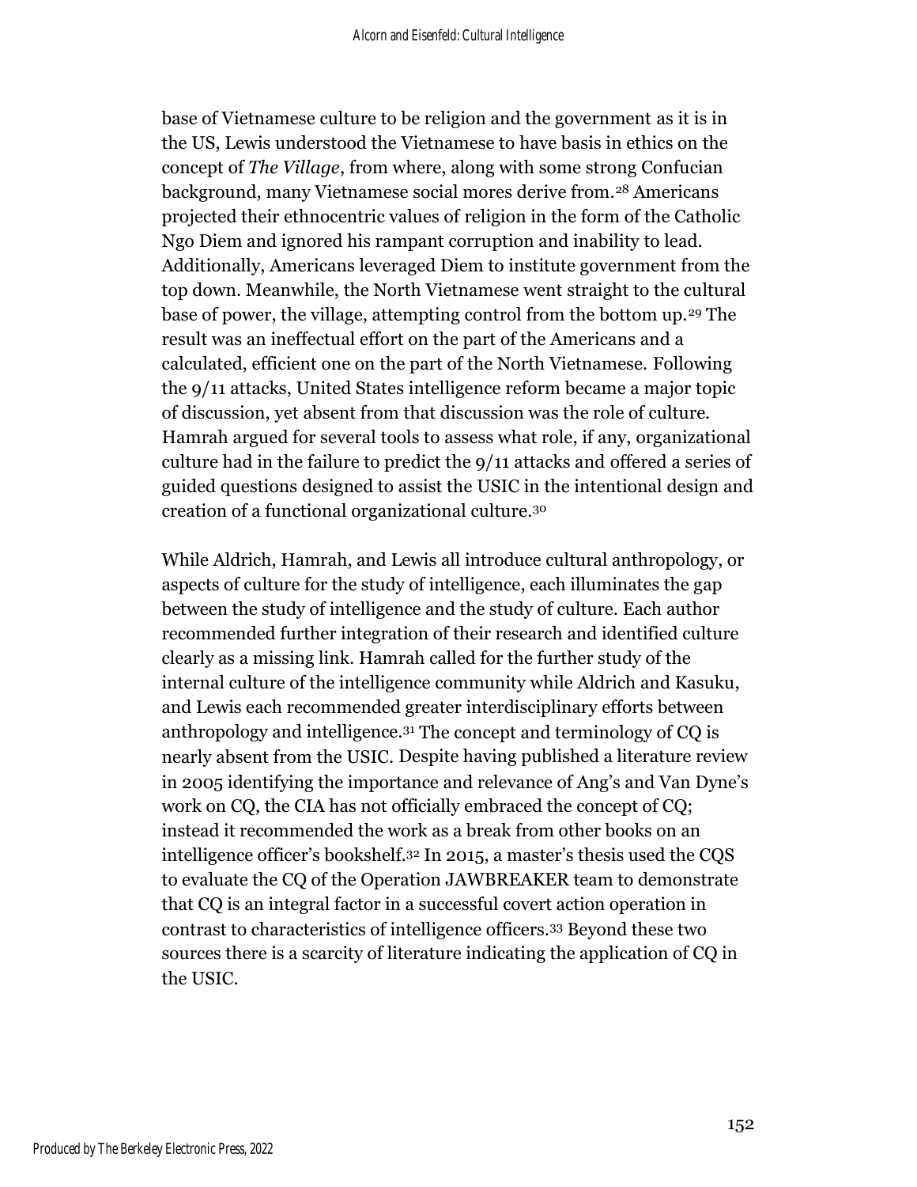base of Vietnamese culture to be religion and the government as it is in the US, Lewis understood the Vietnamese to have basis in ethics on the concept of *The Village*, from where, along with some strong Confucian background, many Vietnamese social mores derive from.[28] Americans projected their ethnocentric values of religion in the form of the Catholic Ngo Diem and ignored his rampant corruption and inability to lead. Additionally, Americans leveraged Diem to institute government from the top down. Meanwhile, the North Vietnamese went straight to the cultural base of power, the village, attempting control from the bottom up.[29] The result was an ineffectual effort on the part of the Americans and a calculated, efficient one on the part of the North Vietnamese. Following the 9/11 attacks, United States intelligence reform became a major topic of discussion, yet absent from that discussion was the role of culture. Hamrah argued for several tools to assess what role, if any, organizational culture had in the failure to predict the 9/11 attacks and offered a series of guided questions designed to assist the USIC in the intentional design and creation of a functional organizational culture.[30]

While Aldrich, Hamrah, and Lewis all introduce cultural anthropology, or aspects of culture for the study of intelligence, each illuminates the gap between the study of intelligence and the study of culture. Each author recommended further integration of their research and identified culture clearly as a missing link. Hamrah called for the further study of the internal culture of the intelligence community while Aldrich and Kasuku, and Lewis each recommended greater interdisciplinary efforts between anthropology and intelligence.[31] The concept and terminology of CQ is nearly absent from the USIC. Despite having published a literature review in 2005 identifying the importance and relevance of Ang's and Van Dyne's work on CQ, the CIA has not officially embraced the concept of CQ; instead it recommended the work as a break from other books on an intelligence officer's bookshelf.[32] In 2015, a master's thesis used the CQS to evaluate the CQ of the Operation JAWBREAKER team to demonstrate that CQ is an integral factor in a successful covert action operation in contrast to characteristics of intelligence officers.[33] Beyond these two sources there is a scarcity of literature indicating the application of CQ in the USIC.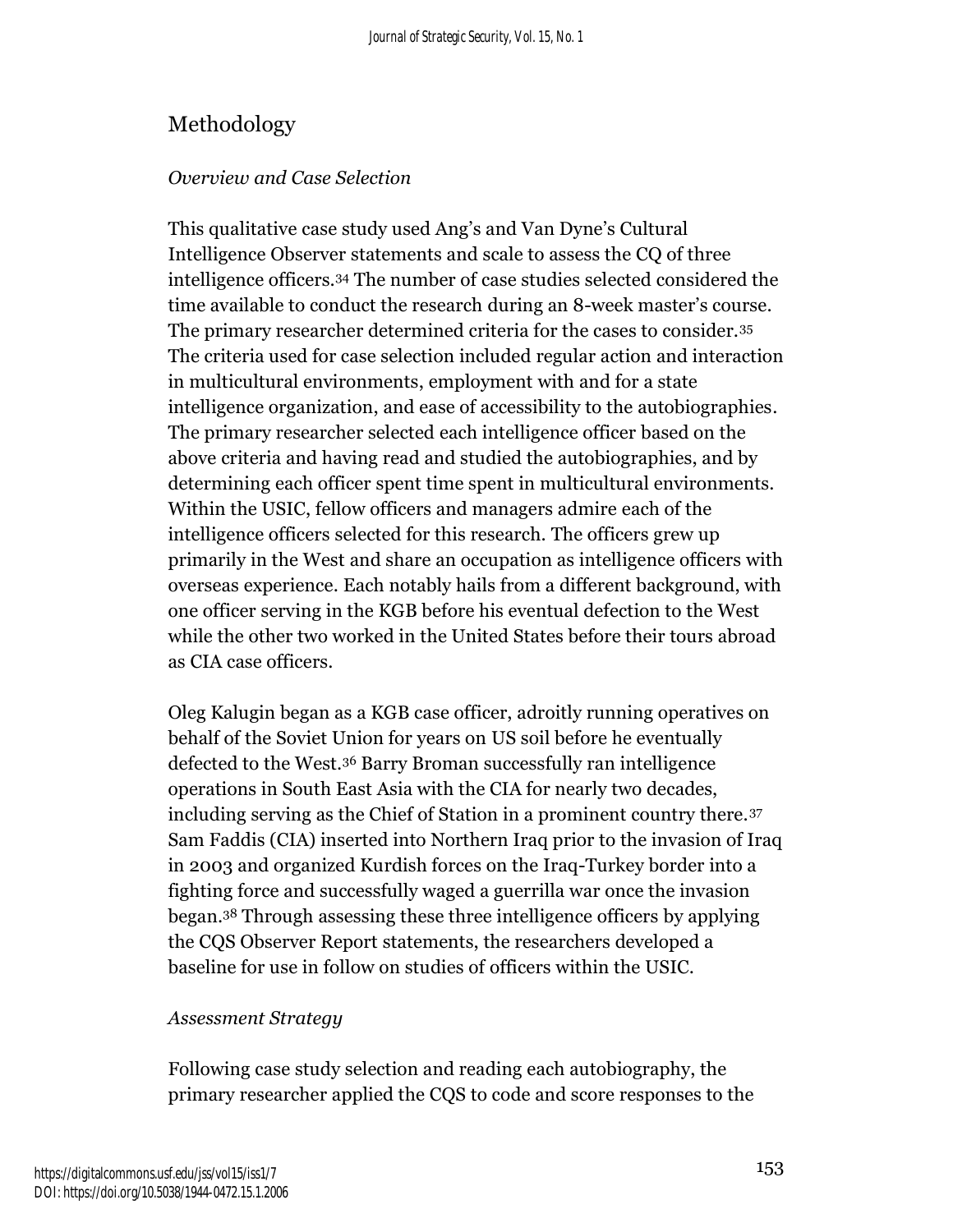## Methodology

### *Overview and Case Selection*

This qualitative case study used Ang's and Van Dyne's Cultural Intelligence Observer statements and scale to assess the CQ of three intelligence officers.[34] The number of case studies selected considered the time available to conduct the research during an 8-week master's course. The primary researcher determined criteria for the cases to consider.[35] The criteria used for case selection included regular action and interaction in multicultural environments, employment with and for a state intelligence organization, and ease of accessibility to the autobiographies. The primary researcher selected each intelligence officer based on the above criteria and having read and studied the autobiographies, and by determining each officer spent time spent in multicultural environments. Within the USIC, fellow officers and managers admire each of the intelligence officers selected for this research. The officers grew up primarily in the West and share an occupation as intelligence officers with overseas experience. Each notably hails from a different background, with one officer serving in the KGB before his eventual defection to the West while the other two worked in the United States before their tours abroad as CIA case officers.

Oleg Kalugin began as a KGB case officer, adroitly running operatives on behalf of the Soviet Union for years on US soil before he eventually defected to the West.[36] Barry Broman successfully ran intelligence operations in South East Asia with the CIA for nearly two decades, including serving as the Chief of Station in a prominent country there.[37] Sam Faddis (CIA) inserted into Northern Iraq prior to the invasion of Iraq in 2003 and organized Kurdish forces on the Iraq-Turkey border into a fighting force and successfully waged a guerrilla war once the invasion began.[38] Through assessing these three intelligence officers by applying the CQS Observer Report statements, the researchers developed a baseline for use in follow on studies of officers within the USIC.

### *Assessment Strategy*

Following case study selection and reading each autobiography, the primary researcher applied the CQS to code and score responses to the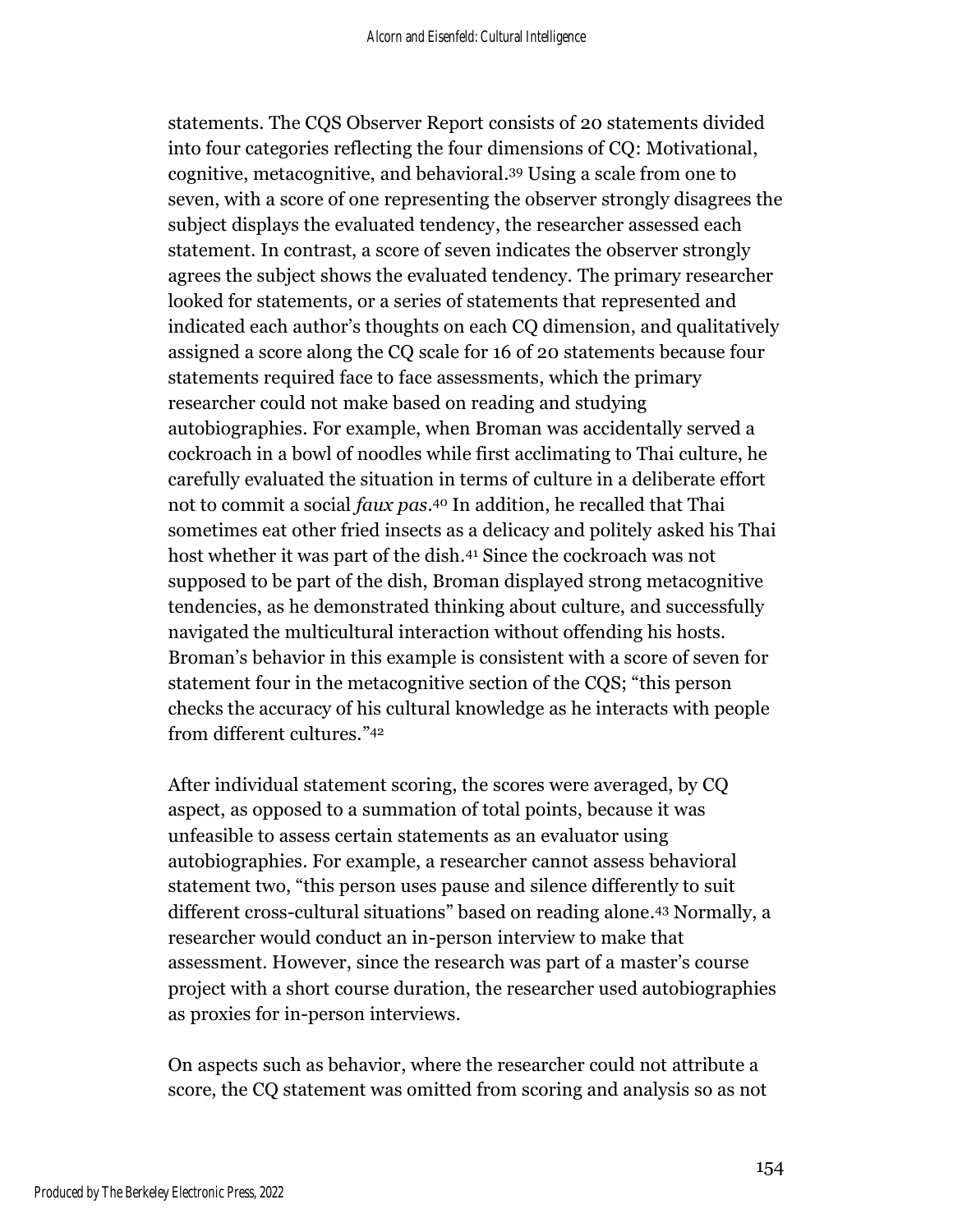statements. The CQS Observer Report consists of 20 statements divided into four categories reflecting the four dimensions of CQ: Motivational, cognitive, metacognitive, and behavioral.[39] Using a scale from one to seven, with a score of one representing the observer strongly disagrees the subject displays the evaluated tendency, the researcher assessed each statement. In contrast, a score of seven indicates the observer strongly agrees the subject shows the evaluated tendency. The primary researcher looked for statements, or a series of statements that represented and indicated each author's thoughts on each CQ dimension, and qualitatively assigned a score along the CQ scale for 16 of 20 statements because four statements required face to face assessments, which the primary researcher could not make based on reading and studying autobiographies. For example, when Broman was accidentally served a cockroach in a bowl of noodles while first acclimating to Thai culture, he carefully evaluated the situation in terms of culture in a deliberate effort not to commit a social *faux pas*.[40] In addition, he recalled that Thai sometimes eat other fried insects as a delicacy and politely asked his Thai host whether it was part of the dish.[41] Since the cockroach was not supposed to be part of the dish, Broman displayed strong metacognitive tendencies, as he demonstrated thinking about culture, and successfully navigated the multicultural interaction without offending his hosts. Broman's behavior in this example is consistent with a score of seven for statement four in the metacognitive section of the CQS; "this person checks the accuracy of his cultural knowledge as he interacts with people from different cultures."[42]

After individual statement scoring, the scores were averaged, by CQ aspect, as opposed to a summation of total points, because it was unfeasible to assess certain statements as an evaluator using autobiographies. For example, a researcher cannot assess behavioral statement two, "this person uses pause and silence differently to suit different cross-cultural situations" based on reading alone.[43] Normally, a researcher would conduct an in-person interview to make that assessment. However, since the research was part of a master's course project with a short course duration, the researcher used autobiographies as proxies for in-person interviews.

On aspects such as behavior, where the researcher could not attribute a score, the CQ statement was omitted from scoring and analysis so as not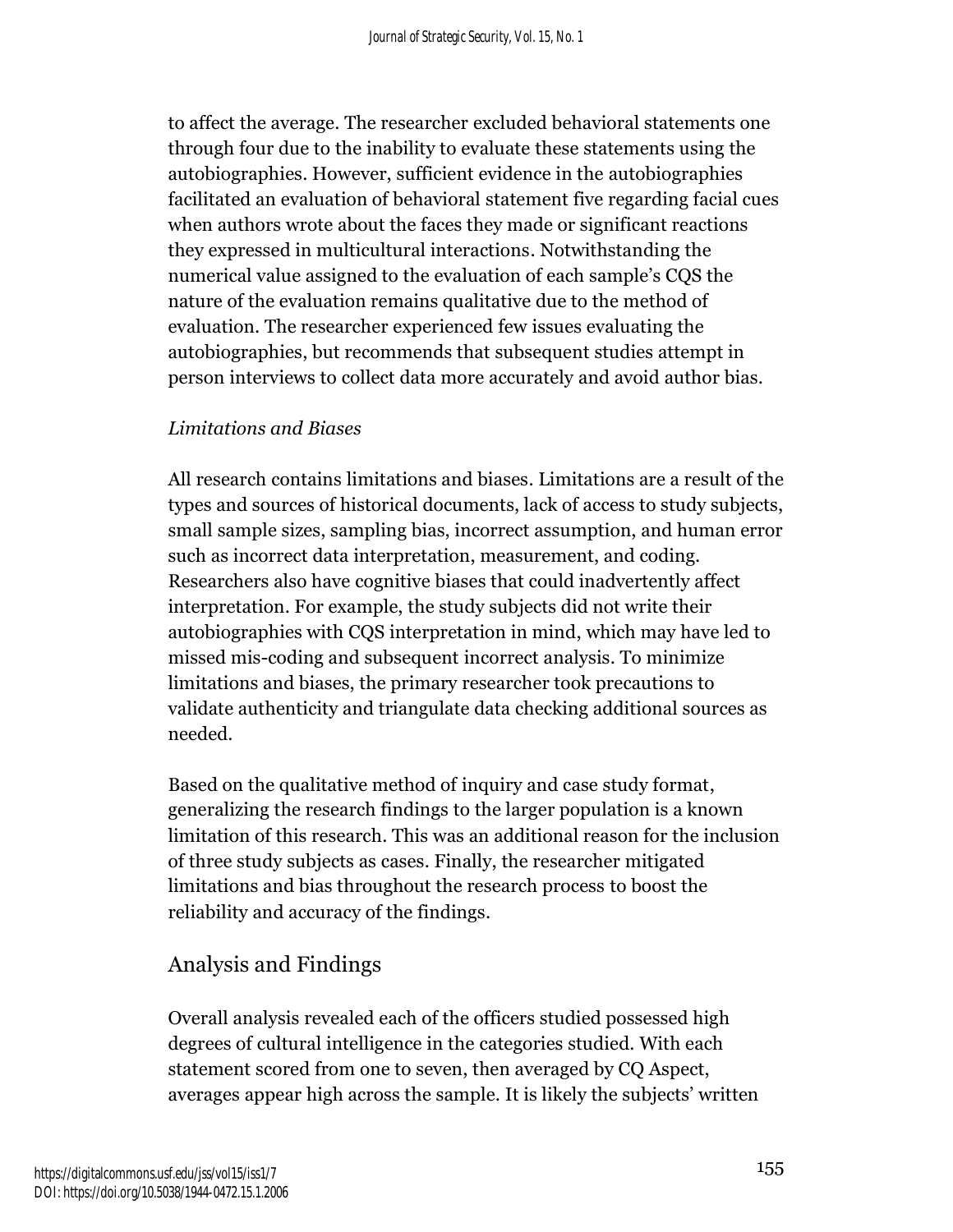to affect the average. The researcher excluded behavioral statements one through four due to the inability to evaluate these statements using the autobiographies. However, sufficient evidence in the autobiographies facilitated an evaluation of behavioral statement five regarding facial cues when authors wrote about the faces they made or significant reactions they expressed in multicultural interactions. Notwithstanding the numerical value assigned to the evaluation of each sample's CQS the nature of the evaluation remains qualitative due to the method of evaluation. The researcher experienced few issues evaluating the autobiographies, but recommends that subsequent studies attempt in person interviews to collect data more accurately and avoid author bias.

### *Limitations and Biases*

All research contains limitations and biases. Limitations are a result of the types and sources of historical documents, lack of access to study subjects, small sample sizes, sampling bias, incorrect assumption, and human error such as incorrect data interpretation, measurement, and coding. Researchers also have cognitive biases that could inadvertently affect interpretation. For example, the study subjects did not write their autobiographies with CQS interpretation in mind, which may have led to missed mis-coding and subsequent incorrect analysis. To minimize limitations and biases, the primary researcher took precautions to validate authenticity and triangulate data checking additional sources as needed.

Based on the qualitative method of inquiry and case study format, generalizing the research findings to the larger population is a known limitation of this research. This was an additional reason for the inclusion of three study subjects as cases. Finally, the researcher mitigated limitations and bias throughout the research process to boost the reliability and accuracy of the findings.

## Analysis and Findings

Overall analysis revealed each of the officers studied possessed high degrees of cultural intelligence in the categories studied. With each statement scored from one to seven, then averaged by CQ Aspect, averages appear high across the sample. It is likely the subjects' written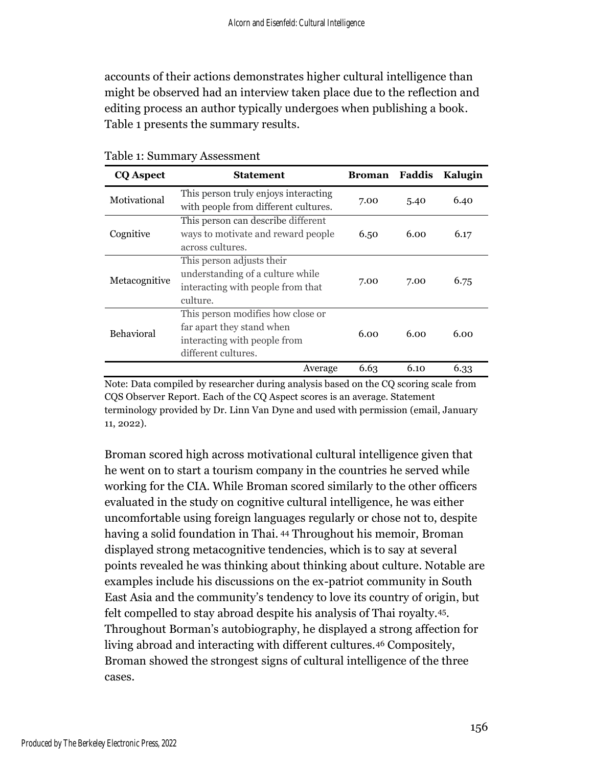accounts of their actions demonstrates higher cultural intelligence than might be observed had an interview taken place due to the reflection and editing process an author typically undergoes when publishing a book. Table 1 presents the summary results.

Table 1: Summary Assessment

| CQ Aspect | Statement | Broman | Faddis | Kalugin |
|---|---|---|---|---|
| Motivational | This person truly enjoys interacting with people from different cultures. | 7.00 | 5.40 | 6.40 |
| Cognitive | This person can describe different ways to motivate and reward people across cultures. | 6.50 | 6.00 | 6.17 |
| Metacognitive | This person adjusts their understanding of a culture while interacting with people from that culture. | 7.00 | 7.00 | 6.75 |
| Behavioral | This person modifies how close or far apart they stand when interacting with people from different cultures. | 6.00 | 6.00 | 6.00 |
| | Average | 6.63 | 6.10 | 6.33 |

Note: Data compiled by researcher during analysis based on the CQ scoring scale from CQS Observer Report. Each of the CQ Aspect scores is an average. Statement terminology provided by Dr. Linn Van Dyne and used with permission (email, January 11, 2022).

Broman scored high across motivational cultural intelligence given that he went on to start a tourism company in the countries he served while working for the CIA. While Broman scored similarly to the other officers evaluated in the study on cognitive cultural intelligence, he was either uncomfortable using foreign languages regularly or chose not to, despite having a solid foundation in Thai. [44] Throughout his memoir, Broman displayed strong metacognitive tendencies, which is to say at several points revealed he was thinking about thinking about culture. Notable are examples include his discussions on the ex-patriot community in South East Asia and the community's tendency to love its country of origin, but felt compelled to stay abroad despite his analysis of Thai royalty.[45]. Throughout Borman's autobiography, he displayed a strong affection for living abroad and interacting with different cultures.[46] Compositely, Broman showed the strongest signs of cultural intelligence of the three cases.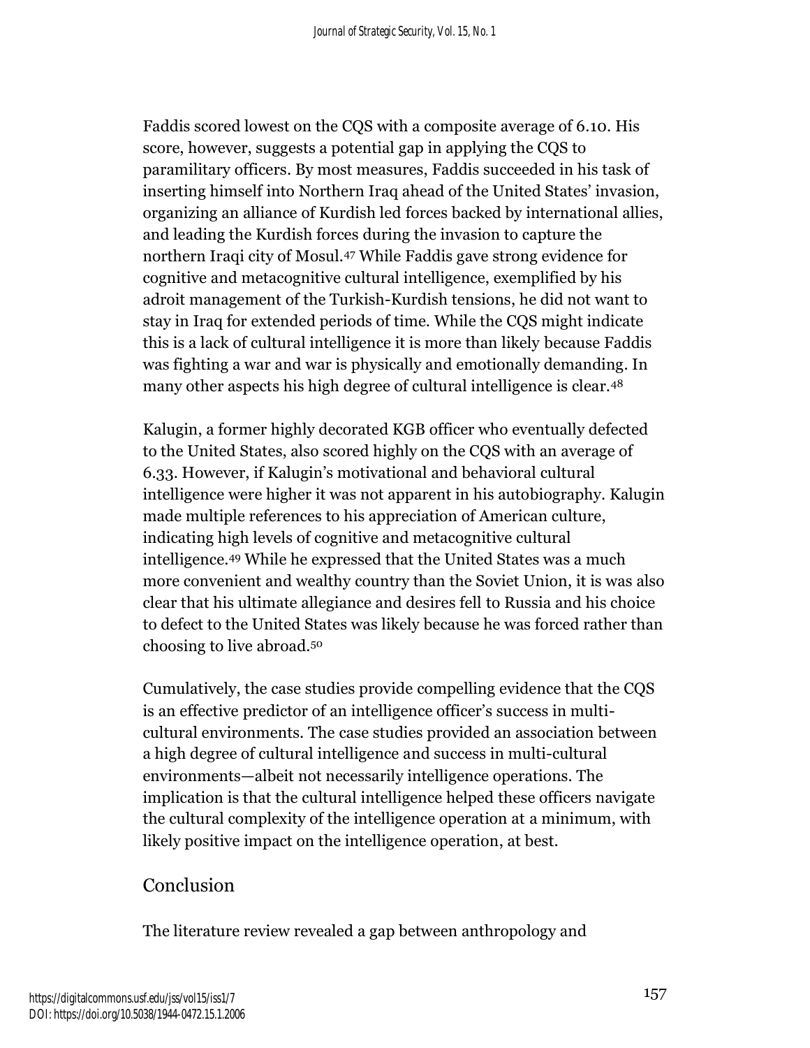Faddis scored lowest on the CQS with a composite average of 6.10. His score, however, suggests a potential gap in applying the CQS to paramilitary officers. By most measures, Faddis succeeded in his task of inserting himself into Northern Iraq ahead of the United States' invasion, organizing an alliance of Kurdish led forces backed by international allies, and leading the Kurdish forces during the invasion to capture the northern Iraqi city of Mosul.[47] While Faddis gave strong evidence for cognitive and metacognitive cultural intelligence, exemplified by his adroit management of the Turkish-Kurdish tensions, he did not want to stay in Iraq for extended periods of time. While the CQS might indicate this is a lack of cultural intelligence it is more than likely because Faddis was fighting a war and war is physically and emotionally demanding. In many other aspects his high degree of cultural intelligence is clear.[48]

Kalugin, a former highly decorated KGB officer who eventually defected to the United States, also scored highly on the CQS with an average of 6.33. However, if Kalugin's motivational and behavioral cultural intelligence were higher it was not apparent in his autobiography. Kalugin made multiple references to his appreciation of American culture, indicating high levels of cognitive and metacognitive cultural intelligence.[49] While he expressed that the United States was a much more convenient and wealthy country than the Soviet Union, it is was also clear that his ultimate allegiance and desires fell to Russia and his choice to defect to the United States was likely because he was forced rather than choosing to live abroad.[50]

Cumulatively, the case studies provide compelling evidence that the CQS is an effective predictor of an intelligence officer's success in multi-cultural environments. The case studies provided an association between a high degree of cultural intelligence and success in multi-cultural environments—albeit not necessarily intelligence operations. The implication is that the cultural intelligence helped these officers navigate the cultural complexity of the intelligence operation at a minimum, with likely positive impact on the intelligence operation, at best.

## Conclusion

The literature review revealed a gap between anthropology and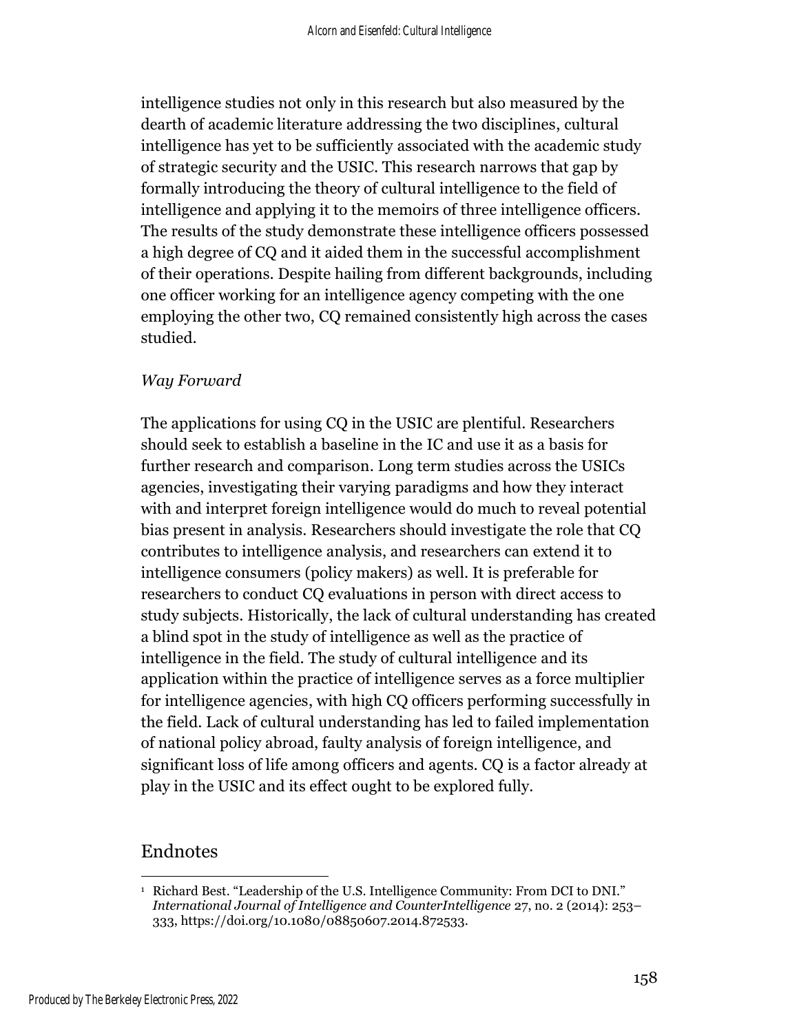intelligence studies not only in this research but also measured by the dearth of academic literature addressing the two disciplines, cultural intelligence has yet to be sufficiently associated with the academic study of strategic security and the USIC. This research narrows that gap by formally introducing the theory of cultural intelligence to the field of intelligence and applying it to the memoirs of three intelligence officers. The results of the study demonstrate these intelligence officers possessed a high degree of CQ and it aided them in the successful accomplishment of their operations. Despite hailing from different backgrounds, including one officer working for an intelligence agency competing with the one employing the other two, CQ remained consistently high across the cases studied.

*Way Forward*

The applications for using CQ in the USIC are plentiful. Researchers should seek to establish a baseline in the IC and use it as a basis for further research and comparison. Long term studies across the USICs agencies, investigating their varying paradigms and how they interact with and interpret foreign intelligence would do much to reveal potential bias present in analysis. Researchers should investigate the role that CQ contributes to intelligence analysis, and researchers can extend it to intelligence consumers (policy makers) as well. It is preferable for researchers to conduct CQ evaluations in person with direct access to study subjects. Historically, the lack of cultural understanding has created a blind spot in the study of intelligence as well as the practice of intelligence in the field. The study of cultural intelligence and its application within the practice of intelligence serves as a force multiplier for intelligence agencies, with high CQ officers performing successfully in the field. Lack of cultural understanding has led to failed implementation of national policy abroad, faulty analysis of foreign intelligence, and significant loss of life among officers and agents. CQ is a factor already at play in the USIC and its effect ought to be explored fully.

## Endnotes

[1] Richard Best. "Leadership of the U.S. Intelligence Community: From DCI to DNI." *International Journal of Intelligence and CounterIntelligence* 27, no. 2 (2014): 253–333, https://doi.org/10.1080/08850607.2014.872533.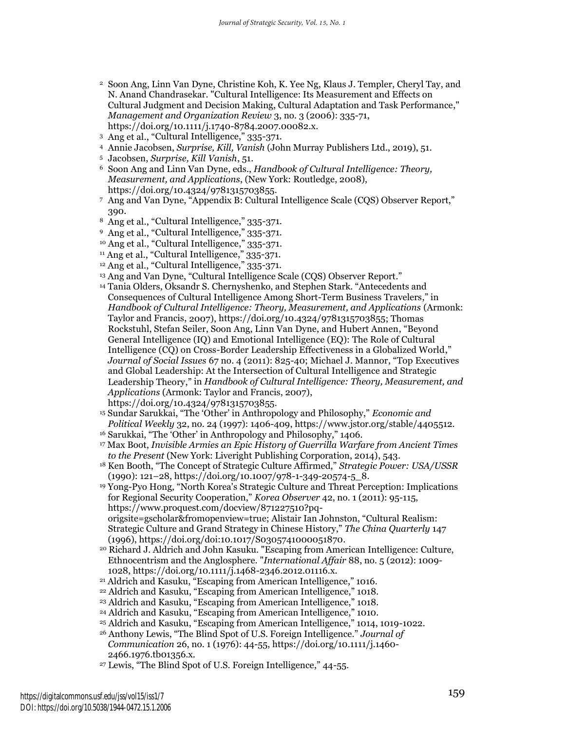[2] Soon Ang, Linn Van Dyne, Christine Koh, K. Yee Ng, Klaus J. Templer, Cheryl Tay, and N. Anand Chandrasekar. "Cultural Intelligence: Its Measurement and Effects on Cultural Judgment and Decision Making, Cultural Adaptation and Task Performance," *Management and Organization Review* 3, no. 3 (2006): 335-71, https://doi.org/10.1111/j.1740-8784.2007.00082.x.

[3] Ang et al., "Cultural Intelligence," 335-371.

[4] Annie Jacobsen, *Surprise, Kill, Vanish* (John Murray Publishers Ltd., 2019), 51.

[5] Jacobsen, *Surprise, Kill Vanish*, 51.

[6] Soon Ang and Linn Van Dyne, eds., *Handbook of Cultural Intelligence: Theory, Measurement, and Applications*, (New York: Routledge, 2008), https://doi.org/10.4324/9781315703855.

[7] Ang and Van Dyne, "Appendix B: Cultural Intelligence Scale (CQS) Observer Report," 390.

[8] Ang et al., "Cultural Intelligence," 335-371.

[9] Ang et al., "Cultural Intelligence," 335-371.

[10] Ang et al., "Cultural Intelligence," 335-371.

[11] Ang et al., "Cultural Intelligence," 335-371.

[12] Ang et al., "Cultural Intelligence," 335-371.

[13] Ang and Van Dyne, "Cultural Intelligence Scale (CQS) Observer Report."

[14] Tania Olders, Oksandr S. Chernyshenko, and Stephen Stark. "Antecedents and Consequences of Cultural Intelligence Among Short-Term Business Travelers," in *Handbook of Cultural Intelligence: Theory, Measurement, and Applications* (Armonk: Taylor and Francis, 2007), https://doi.org/10.4324/9781315703855; Thomas Rockstuhl, Stefan Seiler, Soon Ang, Linn Van Dyne, and Hubert Annen, "Beyond General Intelligence (IQ) and Emotional Intelligence (EQ): The Role of Cultural Intelligence (CQ) on Cross-Border Leadership Effectiveness in a Globalized World," *Journal of Social Issues* 67 no. 4 (2011): 825-40; Michael J. Mannor, "Top Executives and Global Leadership: At the Intersection of Cultural Intelligence and Strategic Leadership Theory," in *Handbook of Cultural Intelligence: Theory, Measurement, and Applications* (Armonk: Taylor and Francis, 2007), https://doi.org/10.4324/9781315703855.

[15] Sundar Sarukkai, "The 'Other' in Anthropology and Philosophy," *Economic and Political Weekly* 32, no. 24 (1997): 1406-409, https://www.jstor.org/stable/4405512.

[16] Sarukkai, "The 'Other' in Anthropology and Philosophy," 1406.

[17] Max Boot, *Invisible Armies an Epic History of Guerrilla Warfare from Ancient Times to the Present* (New York: Liveright Publishing Corporation, 2014), 543.

[18] Ken Booth, "The Concept of Strategic Culture Affirmed," *Strategic Power: USA/USSR* (1990): 121–28, https://doi.org/10.1007/978-1-349-20574-5_8.

[19] Yong-Pyo Hong, "North Korea's Strategic Culture and Threat Perception: Implications for Regional Security Cooperation," *Korea Observer* 42, no. 1 (2011): 95-115, https://www.proquest.com/docview/871227510?pq-origsite=gscholar&fromopenview=true; Alistair Ian Johnston, "Cultural Realism: Strategic Culture and Grand Strategy in Chinese History," *The China Quarterly* 147 (1996), https://doi.org/doi:10.1017/S0305741000051870.

[20] Richard J. Aldrich and John Kasuku. "Escaping from American Intelligence: Culture, Ethnocentrism and the Anglosphere. "*International Affair* 88, no. 5 (2012): 1009-1028, https://doi.org/10.1111/j.1468-2346.2012.01116.x.

[21] Aldrich and Kasuku, "Escaping from American Intelligence," 1016.

[22] Aldrich and Kasuku, "Escaping from American Intelligence," 1018.

[23] Aldrich and Kasuku, "Escaping from American Intelligence," 1018.

[24] Aldrich and Kasuku, "Escaping from American Intelligence," 1010.

[25] Aldrich and Kasuku, "Escaping from American Intelligence," 1014, 1019-1022.

[26] Anthony Lewis, "The Blind Spot of U.S. Foreign Intelligence." *Journal of Communication* 26, no. 1 (1976): 44-55, https://doi.org/10.1111/j.1460-2466.1976.tb01356.x.

[27] Lewis, "The Blind Spot of U.S. Foreign Intelligence," 44-55.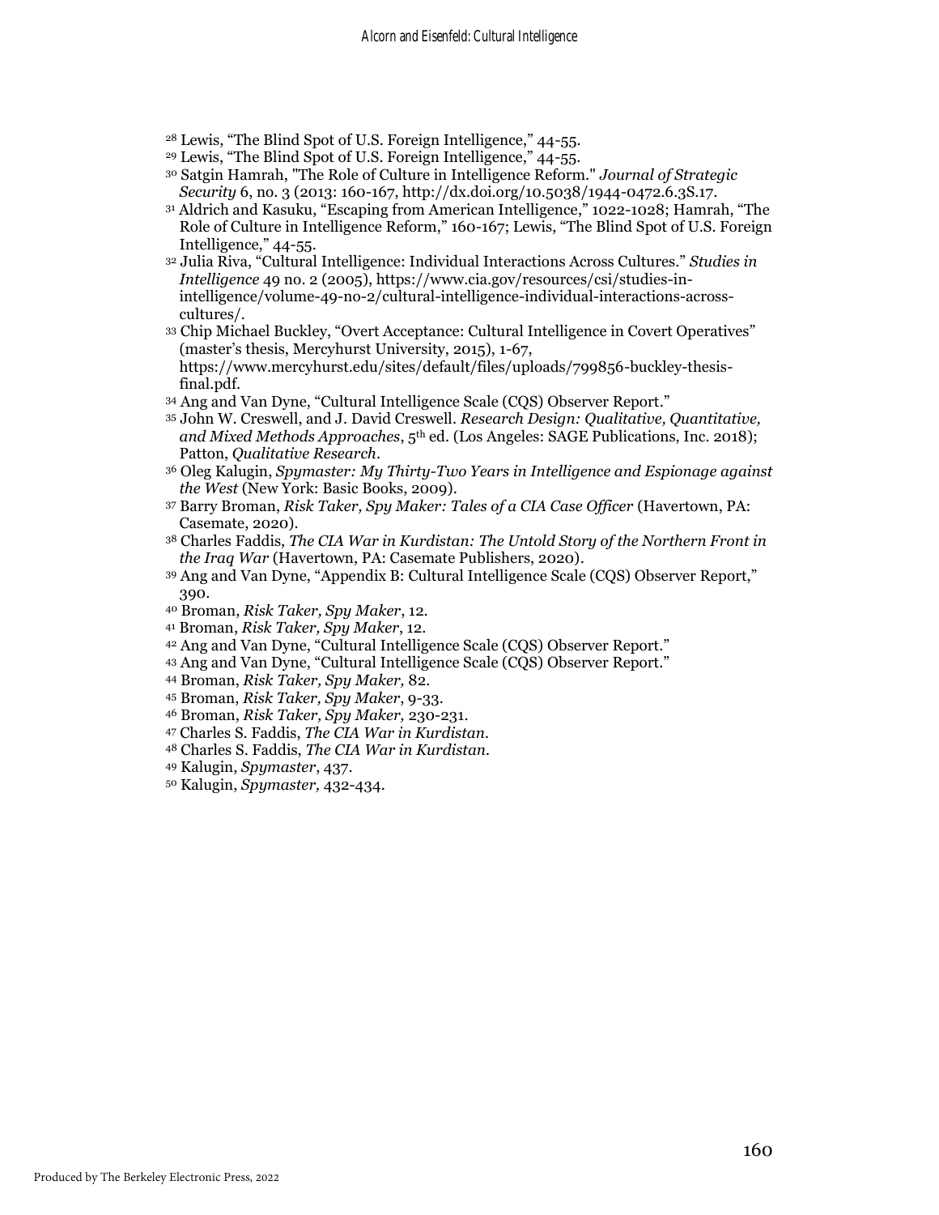[28] Lewis, "The Blind Spot of U.S. Foreign Intelligence," 44-55.

[29] Lewis, "The Blind Spot of U.S. Foreign Intelligence," 44-55.

[30] Satgin Hamrah, "The Role of Culture in Intelligence Reform." *Journal of Strategic Security* 6, no. 3 (2013: 160-167, http://dx.doi.org/10.5038/1944-0472.6.3S.17.

[31] Aldrich and Kasuku, "Escaping from American Intelligence," 1022-1028; Hamrah, "The Role of Culture in Intelligence Reform," 160-167; Lewis, "The Blind Spot of U.S. Foreign Intelligence," 44-55.

[32] Julia Riva, "Cultural Intelligence: Individual Interactions Across Cultures." *Studies in Intelligence* 49 no. 2 (2005), https://www.cia.gov/resources/csi/studies-in-intelligence/volume-49-no-2/cultural-intelligence-individual-interactions-across-cultures/.

[33] Chip Michael Buckley, "Overt Acceptance: Cultural Intelligence in Covert Operatives" (master's thesis, Mercyhurst University, 2015), 1-67, https://www.mercyhurst.edu/sites/default/files/uploads/799856-buckley-thesis-final.pdf.

[34] Ang and Van Dyne, "Cultural Intelligence Scale (CQS) Observer Report."

[35] John W. Creswell, and J. David Creswell. *Research Design: Qualitative, Quantitative, and Mixed Methods Approaches*, 5th ed. (Los Angeles: SAGE Publications, Inc. 2018); Patton, *Qualitative Research*.

[36] Oleg Kalugin, *Spymaster: My Thirty-Two Years in Intelligence and Espionage against the West* (New York: Basic Books, 2009).

[37] Barry Broman, *Risk Taker, Spy Maker: Tales of a CIA Case Officer* (Havertown, PA: Casemate, 2020).

[38] Charles Faddis, *The CIA War in Kurdistan: The Untold Story of the Northern Front in the Iraq War* (Havertown, PA: Casemate Publishers, 2020).

[39] Ang and Van Dyne, "Appendix B: Cultural Intelligence Scale (CQS) Observer Report," 390.

[40] Broman, *Risk Taker, Spy Maker*, 12.

[41] Broman, *Risk Taker, Spy Maker*, 12.

[42] Ang and Van Dyne, "Cultural Intelligence Scale (CQS) Observer Report."

[43] Ang and Van Dyne, "Cultural Intelligence Scale (CQS) Observer Report."

[44] Broman, *Risk Taker, Spy Maker,* 82.

[45] Broman, *Risk Taker, Spy Maker*, 9-33.

[46] Broman, *Risk Taker, Spy Maker,* 230-231.

[47] Charles S. Faddis, *The CIA War in Kurdistan*.

[48] Charles S. Faddis, *The CIA War in Kurdistan*.

[49] Kalugin, *Spymaster*, 437.

[50] Kalugin, *Spymaster,* 432-434.